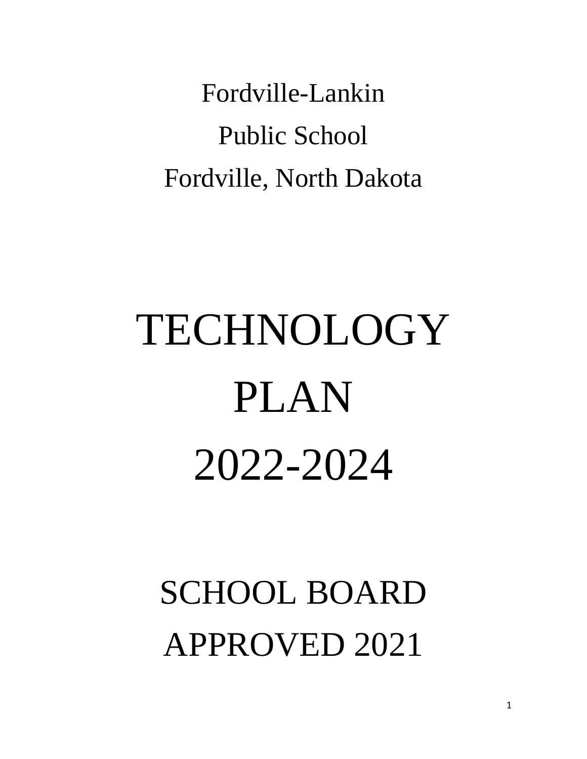Fordville-Lankin

Public School

Fordville, North Dakota

# TECHNOLOGY PLAN 2022-2024

## SCHOOL BOARD APPROVED 2021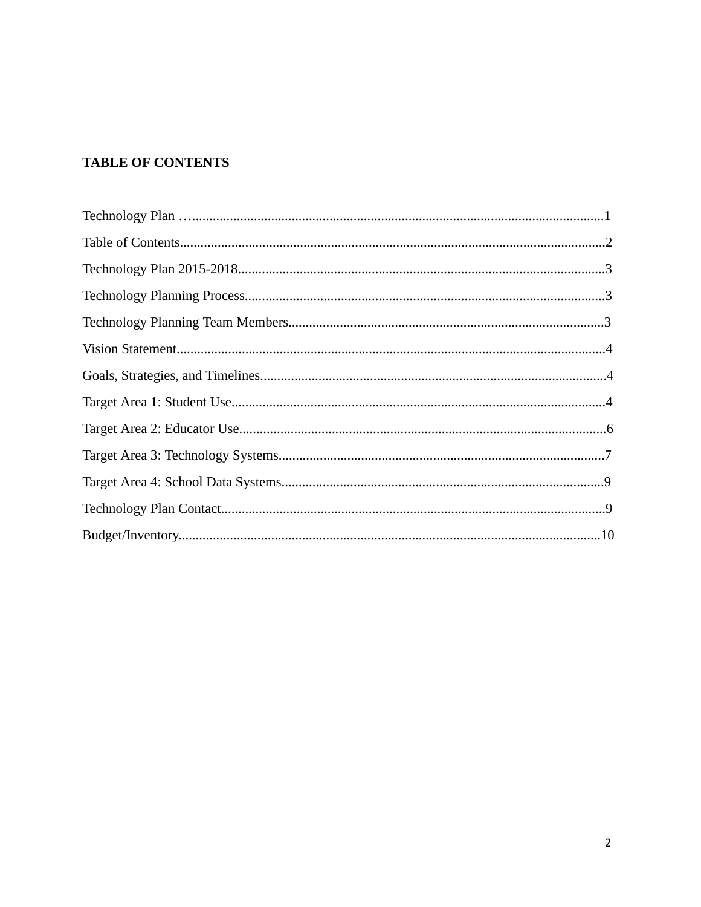## TABLE OF CONTENTS

Technology Plan …........................................................................................................................1

Table of Contents..........................................................................................................................2

Technology Plan 2015-2018..........................................................................................................3

Technology Planning Process........................................................................................................3

Technology Planning Team Members...........................................................................................3

Vision Statement............................................................................................................................4

Goals, Strategies, and Timelines....................................................................................................4

Target Area 1: Student Use............................................................................................................4

Target Area 2: Educator Use..........................................................................................................6

Target Area 3: Technology Systems..............................................................................................7

Target Area 4: School Data Systems.............................................................................................9

Technology Plan Contact...............................................................................................................9

Budget/Inventory..........................................................................................................................10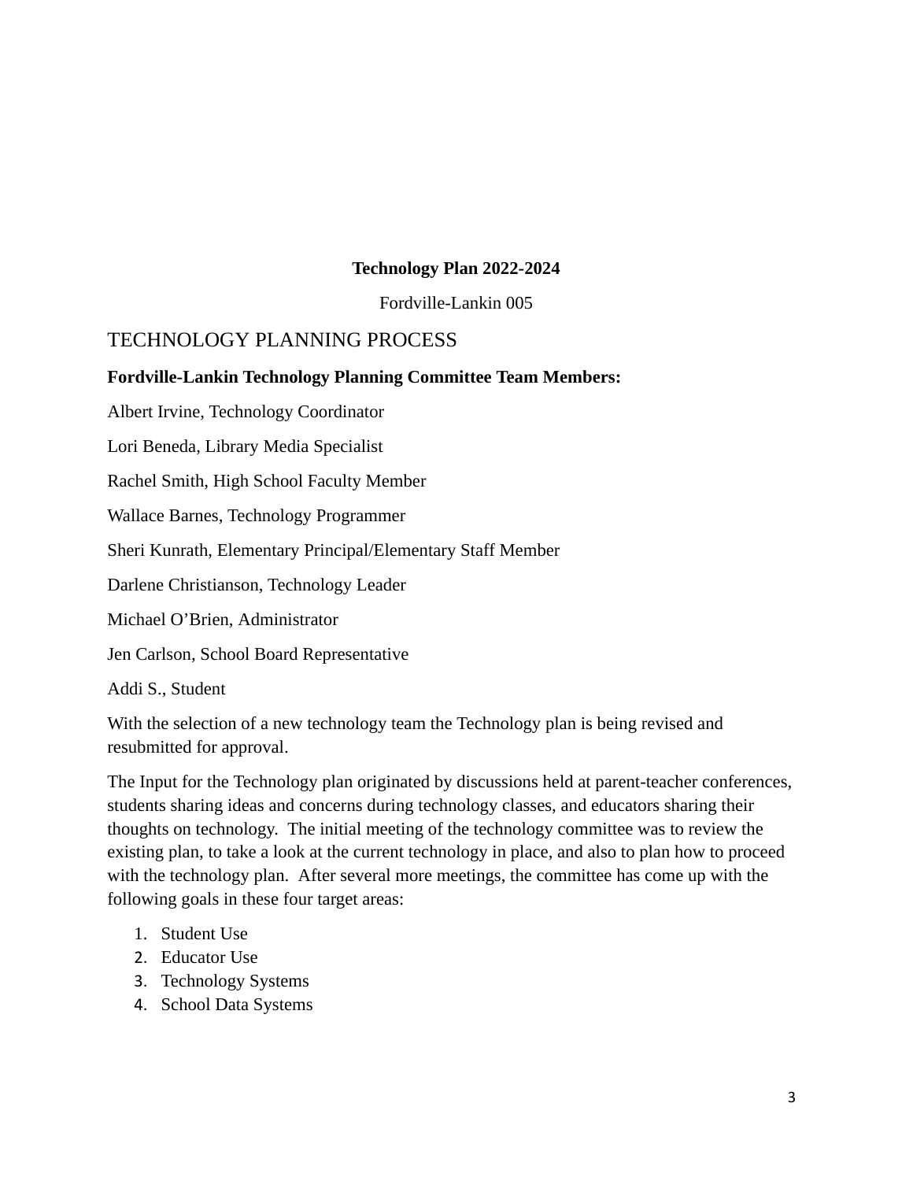**Technology Plan 2022-2024**

Fordville-Lankin 005

## TECHNOLOGY PLANNING PROCESS

**Fordville-Lankin Technology Planning Committee Team Members:**

Albert Irvine, Technology Coordinator

Lori Beneda, Library Media Specialist

Rachel Smith, High School Faculty Member

Wallace Barnes, Technology Programmer

Sheri Kunrath, Elementary Principal/Elementary Staff Member

Darlene Christianson, Technology Leader

Michael O'Brien, Administrator

Jen Carlson, School Board Representative

Addi S., Student

With the selection of a new technology team the Technology plan is being revised and resubmitted for approval.

The Input for the Technology plan originated by discussions held at parent-teacher conferences, students sharing ideas and concerns during technology classes, and educators sharing their thoughts on technology. The initial meeting of the technology committee was to review the existing plan, to take a look at the current technology in place, and also to plan how to proceed with the technology plan. After several more meetings, the committee has come up with the following goals in these four target areas:

1. Student Use
2. Educator Use
3. Technology Systems
4. School Data Systems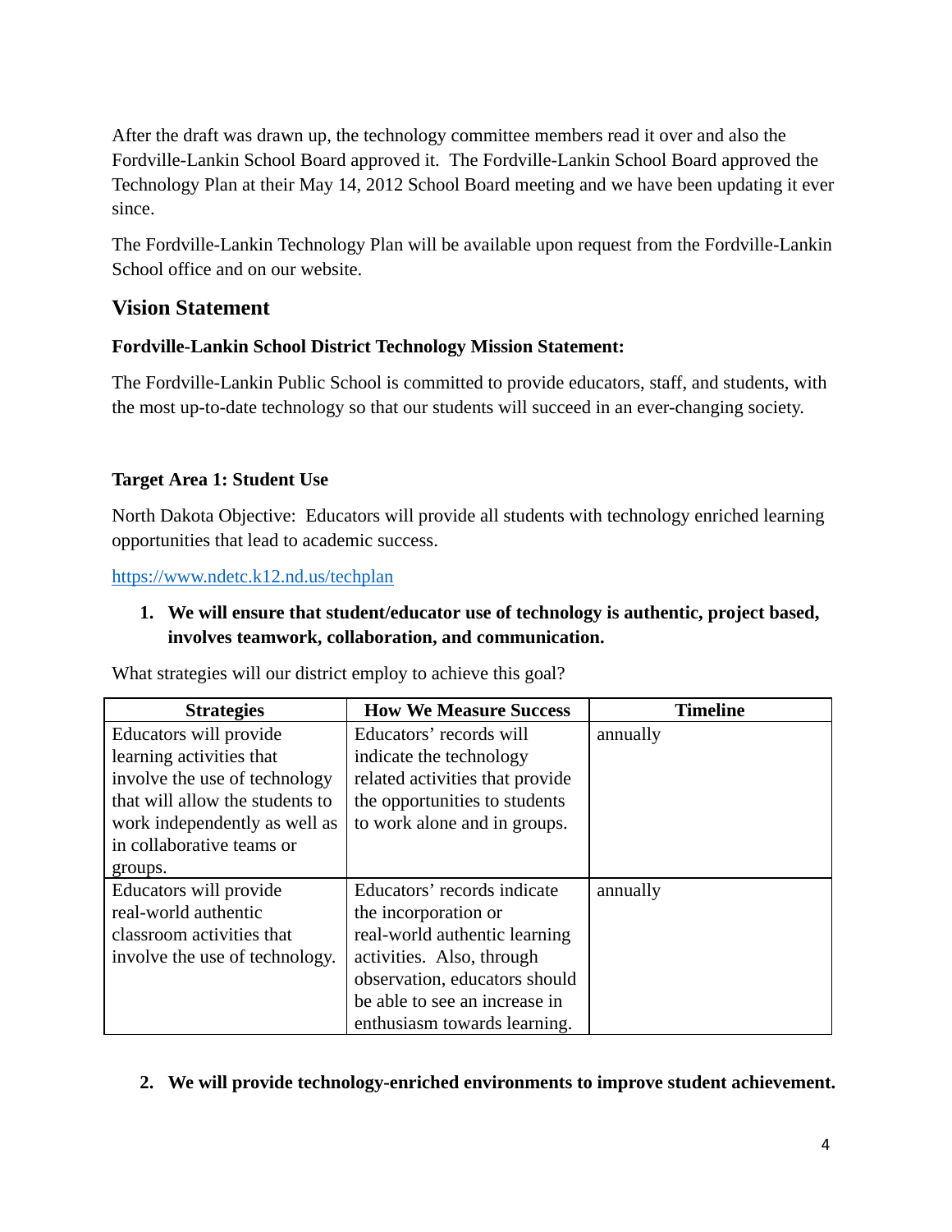After the draft was drawn up, the technology committee members read it over and also the Fordville-Lankin School Board approved it. The Fordville-Lankin School Board approved the Technology Plan at their May 14, 2012 School Board meeting and we have been updating it ever since.

The Fordville-Lankin Technology Plan will be available upon request from the Fordville-Lankin School office and on our website.

## Vision Statement

**Fordville-Lankin School District Technology Mission Statement:**

The Fordville-Lankin Public School is committed to provide educators, staff, and students, with the most up-to-date technology so that our students will succeed in an ever-changing society.

**Target Area 1: Student Use**

North Dakota Objective: Educators will provide all students with technology enriched learning opportunities that lead to academic success.

https://www.ndetc.k12.nd.us/techplan

1. **We will ensure that student/educator use of technology is authentic, project based, involves teamwork, collaboration, and communication.**

What strategies will our district employ to achieve this goal?

| Strategies | How We Measure Success | Timeline |
| --- | --- | --- |
| Educators will provide learning activities that involve the use of technology that will allow the students to work independently as well as in collaborative teams or groups. | Educators' records will indicate the technology related activities that provide the opportunities to students to work alone and in groups. | annually |
| Educators will provide real-world authentic classroom activities that involve the use of technology. | Educators' records indicate the incorporation or real-world authentic learning activities. Also, through observation, educators should be able to see an increase in enthusiasm towards learning. | annually |

2. **We will provide technology-enriched environments to improve student achievement.**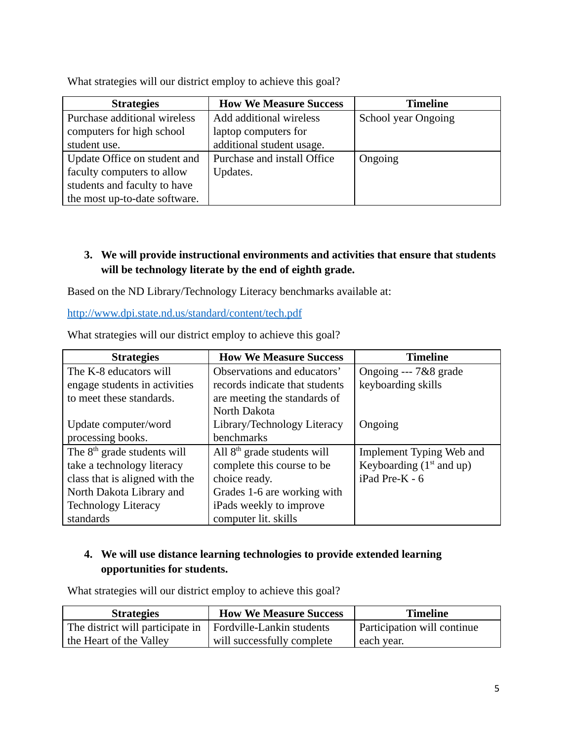What strategies will our district employ to achieve this goal?

| Strategies | How We Measure Success | Timeline |
|---|---|---|
| Purchase additional wireless computers for high school student use. | Add additional wireless laptop computers for additional student usage. | School year Ongoing |
| Update Office on student and faculty computers to allow students and faculty to have the most up-to-date software. | Purchase and install Office Updates. | Ongoing |

3. **We will provide instructional environments and activities that ensure that students will be technology literate by the end of eighth grade.**

Based on the ND Library/Technology Literacy benchmarks available at:

[http://www.dpi.state.nd.us/standard/content/tech.pdf](http://www.dpi.state.nd.us/standard/content/tech.pdf)

What strategies will our district employ to achieve this goal?

| Strategies | How We Measure Success | Timeline |
|---|---|---|
| The K-8 educators will engage students in activities to meet these standards.<br><br>Update computer/word processing books. | Observations and educators' records indicate that students are meeting the standards of North Dakota Library/Technology Literacy benchmarks | Ongoing --- 7&8 grade keyboarding skills<br><br>Ongoing |
| The 8th grade students will take a technology literacy class that is aligned with the North Dakota Library and Technology Literacy standards | All 8th grade students will complete this course to be choice ready.<br>Grades 1-6 are working with iPads weekly to improve computer lit. skills | Implement Typing Web and Keyboarding (1st and up)<br>iPad Pre-K - 6 |

4. **We will use distance learning technologies to provide extended learning opportunities for students.**

What strategies will our district employ to achieve this goal?

| Strategies | How We Measure Success | Timeline |
|---|---|---|
| The district will participate in the Heart of the Valley | Fordville-Lankin students will successfully complete | Participation will continue each year. |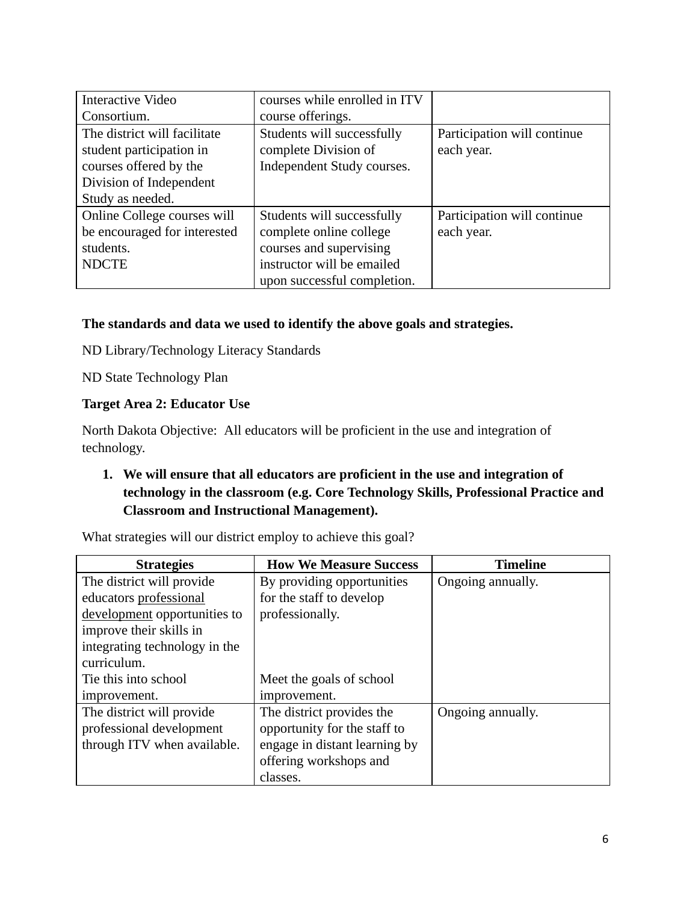| | | |
|---|---|---|
| Interactive Video Consortium. | courses while enrolled in ITV course offerings. | |
| The district will facilitate student participation in courses offered by the Division of Independent Study as needed. | Students will successfully complete Division of Independent Study courses. | Participation will continue each year. |
| Online College courses will be encouraged for interested students.<br>NDCTE | Students will successfully complete online college courses and supervising instructor will be emailed upon successful completion. | Participation will continue each year. |

**The standards and data we used to identify the above goals and strategies.**

ND Library/Technology Literacy Standards

ND State Technology Plan

**Target Area 2: Educator Use**

North Dakota Objective: All educators will be proficient in the use and integration of technology.

1. **We will ensure that all educators are proficient in the use and integration of technology in the classroom (e.g. Core Technology Skills, Professional Practice and Classroom and Instructional Management).**

What strategies will our district employ to achieve this goal?

| Strategies | How We Measure Success | Timeline |
|---|---|---|
| The district will provide educators <u>professional development</u> opportunities to improve their skills in integrating technology in the curriculum.<br>Tie this into school improvement. | By providing opportunities for the staff to develop professionally.<br><br>Meet the goals of school improvement. | Ongoing annually. |
| The district will provide professional development through ITV when available. | The district provides the opportunity for the staff to engage in distant learning by offering workshops and classes. | Ongoing annually. |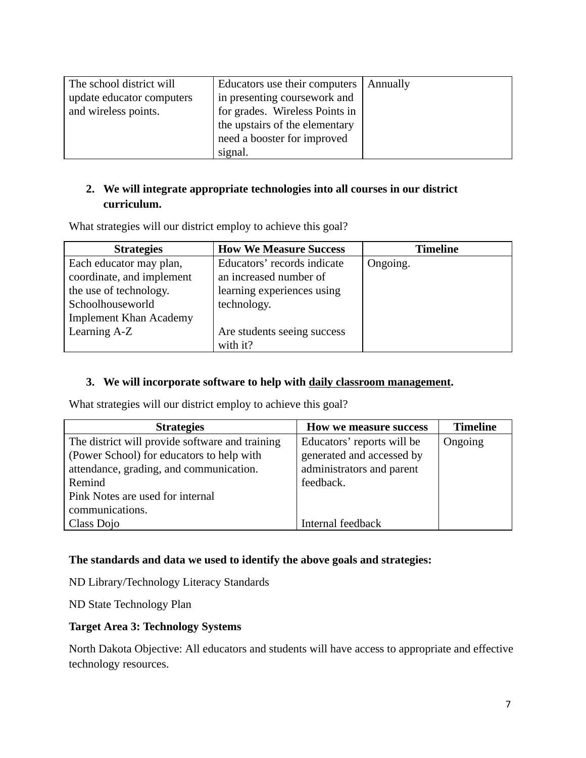| The school district will update educator computers and wireless points. | Educators use their computers in presenting coursework and for grades. Wireless Points in the upstairs of the elementary need a booster for improved signal. | Annually |
|---|---|---|

2. **We will integrate appropriate technologies into all courses in our district curriculum.**

What strategies will our district employ to achieve this goal?

| Strategies | How We Measure Success | Timeline |
|---|---|---|
| Each educator may plan, coordinate, and implement the use of technology.<br>Schoolhouseworld<br>Implement Khan Academy<br>Learning A-Z | Educators' records indicate an increased number of learning experiences using technology.<br><br>Are students seeing success with it? | Ongoing. |

3. **We will incorporate software to help with <u>daily classroom management</u>.**

What strategies will our district employ to achieve this goal?

| Strategies | How we measure success | Timeline |
|---|---|---|
| The district will provide software and training (Power School) for educators to help with attendance, grading, and communication.<br>Remind<br>Pink Notes are used for internal communications.<br>Class Dojo | Educators' reports will be generated and accessed by administrators and parent feedback.<br><br><br>Internal feedback | Ongoing |

**The standards and data we used to identify the above goals and strategies:**

ND Library/Technology Literacy Standards

ND State Technology Plan

**Target Area 3: Technology Systems**

North Dakota Objective: All educators and students will have access to appropriate and effective technology resources.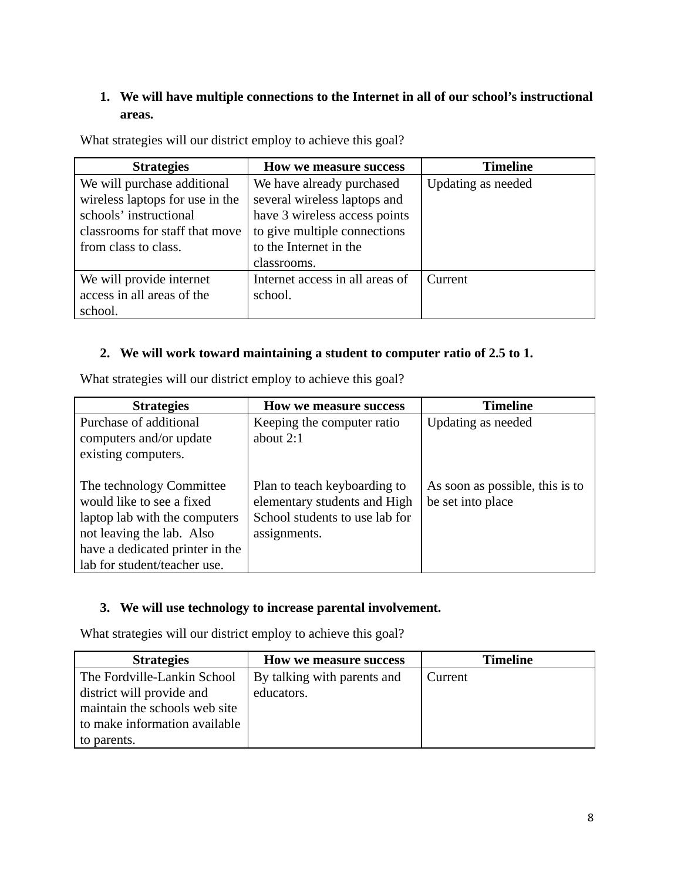1. **We will have multiple connections to the Internet in all of our school's instructional areas.**

What strategies will our district employ to achieve this goal?

| Strategies | How we measure success | Timeline |
|---|---|---|
| We will purchase additional wireless laptops for use in the schools' instructional classrooms for staff that move from class to class. | We have already purchased several wireless laptops and have 3 wireless access points to give multiple connections to the Internet in the classrooms. | Updating as needed |
| We will provide internet access in all areas of the school. | Internet access in all areas of school. | Current |

2. **We will work toward maintaining a student to computer ratio of 2.5 to 1.**

What strategies will our district employ to achieve this goal?

| Strategies | How we measure success | Timeline |
|---|---|---|
| Purchase of additional computers and/or update existing computers.<br><br>The technology Committee would like to see a fixed laptop lab with the computers not leaving the lab. Also have a dedicated printer in the lab for student/teacher use. | Keeping the computer ratio about 2:1<br><br>Plan to teach keyboarding to elementary students and High School students to use lab for assignments. | Updating as needed<br><br>As soon as possible, this is to be set into place |

3. **We will use technology to increase parental involvement.**

What strategies will our district employ to achieve this goal?

| Strategies | How we measure success | Timeline |
|---|---|---|
| The Fordville-Lankin School district will provide and maintain the schools web site to make information available to parents. | By talking with parents and educators. | Current |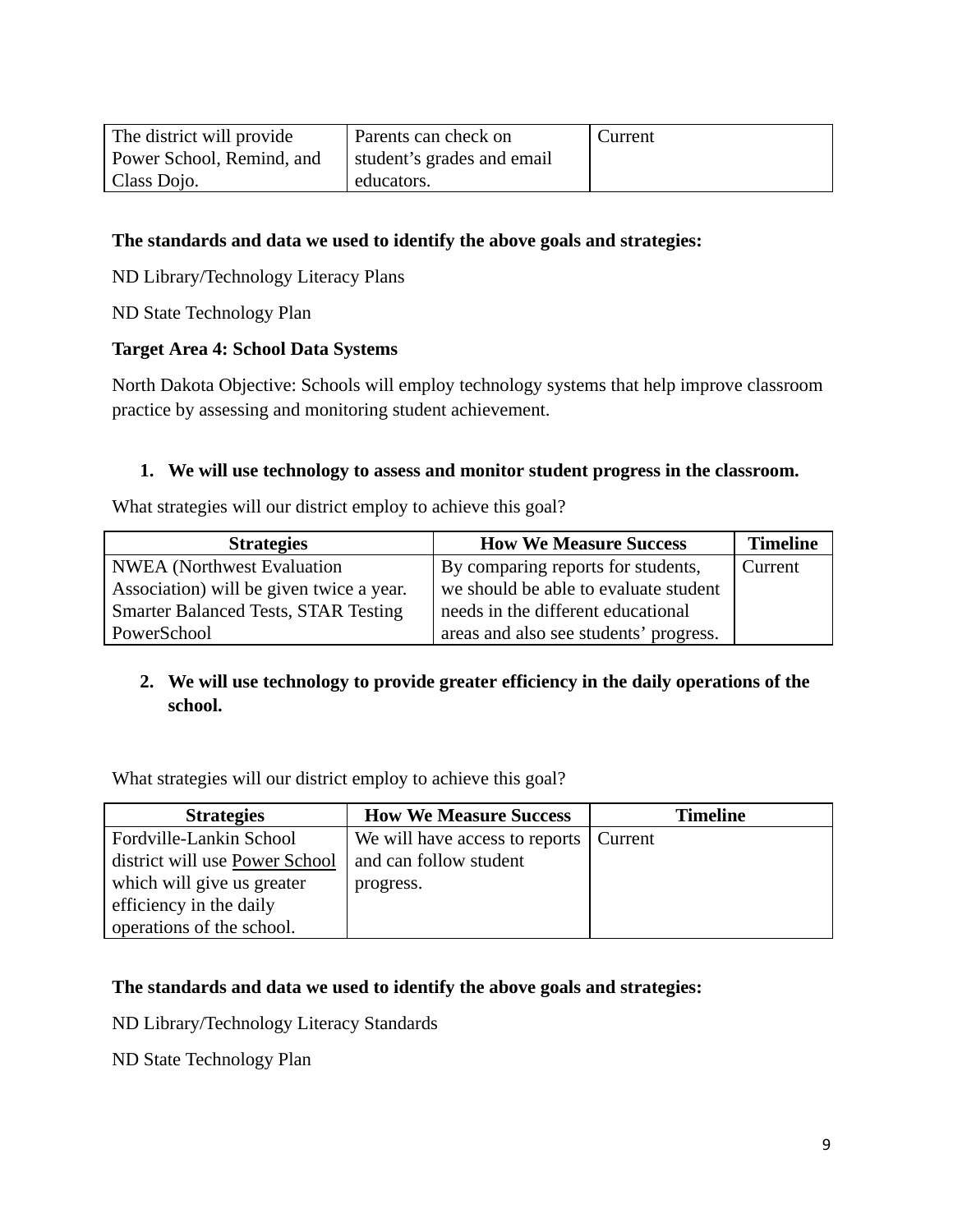| | | |
|---|---|---|
| The district will provide Power School, Remind, and Class Dojo. | Parents can check on student's grades and email educators. | Current |

**The standards and data we used to identify the above goals and strategies:**

ND Library/Technology Literacy Plans

ND State Technology Plan

**Target Area 4: School Data Systems**

North Dakota Objective: Schools will employ technology systems that help improve classroom practice by assessing and monitoring student achievement.

1. **We will use technology to assess and monitor student progress in the classroom.**

What strategies will our district employ to achieve this goal?

| Strategies | How We Measure Success | Timeline |
|---|---|---|
| NWEA (Northwest Evaluation Association) will be given twice a year. Smarter Balanced Tests, STAR Testing PowerSchool | By comparing reports for students, we should be able to evaluate student needs in the different educational areas and also see students' progress. | Current |

2. **We will use technology to provide greater efficiency in the daily operations of the school.**

What strategies will our district employ to achieve this goal?

| Strategies | How We Measure Success | Timeline |
|---|---|---|
| Fordville-Lankin School district will use Power School which will give us greater efficiency in the daily operations of the school. | We will have access to reports and can follow student progress. | Current |

**The standards and data we used to identify the above goals and strategies:**

ND Library/Technology Literacy Standards

ND State Technology Plan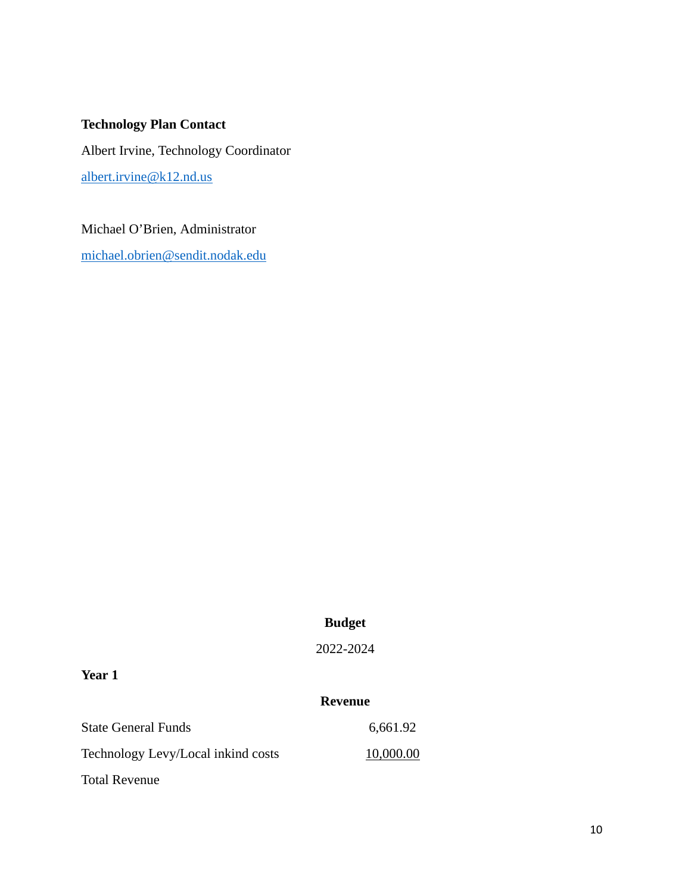**Technology Plan Contact**

Albert Irvine, Technology Coordinator

[albert.irvine@k12.nd.us](mailto:albert.irvine@k12.nd.us)

Michael O’Brien, Administrator

[michael.obrien@sendit.nodak.edu](mailto:michael.obrien@sendit.nodak.edu)

**Budget**

2022-2024

**Year 1**

| | **Revenue** |
|---|---|
| State General Funds | 6,661.92 |
| Technology Levy/Local inkind costs | 10,000.00 |
| Total Revenue | |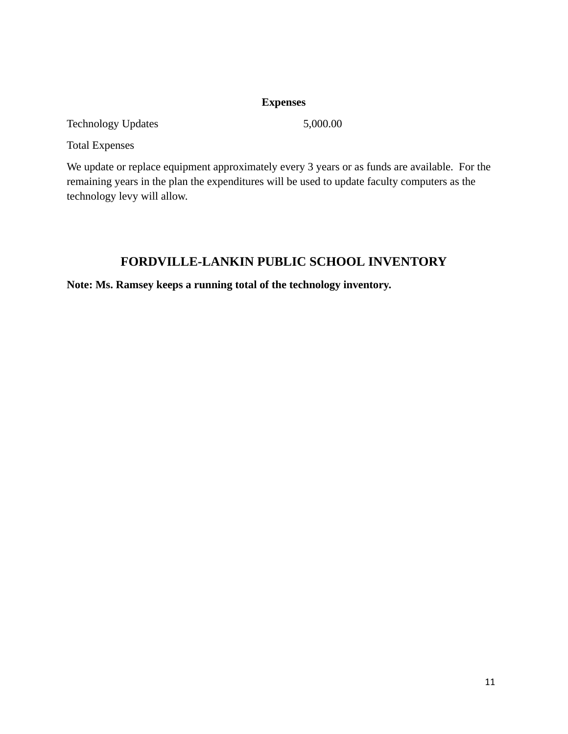**Expenses**

| | |
|---|---|
| Technology Updates | 5,000.00 |
| Total Expenses | |

We update or replace equipment approximately every 3 years or as funds are available. For the remaining years in the plan the expenditures will be used to update faculty computers as the technology levy will allow.

## FORDVILLE-LANKIN PUBLIC SCHOOL INVENTORY

**Note: Ms. Ramsey keeps a running total of the technology inventory.**